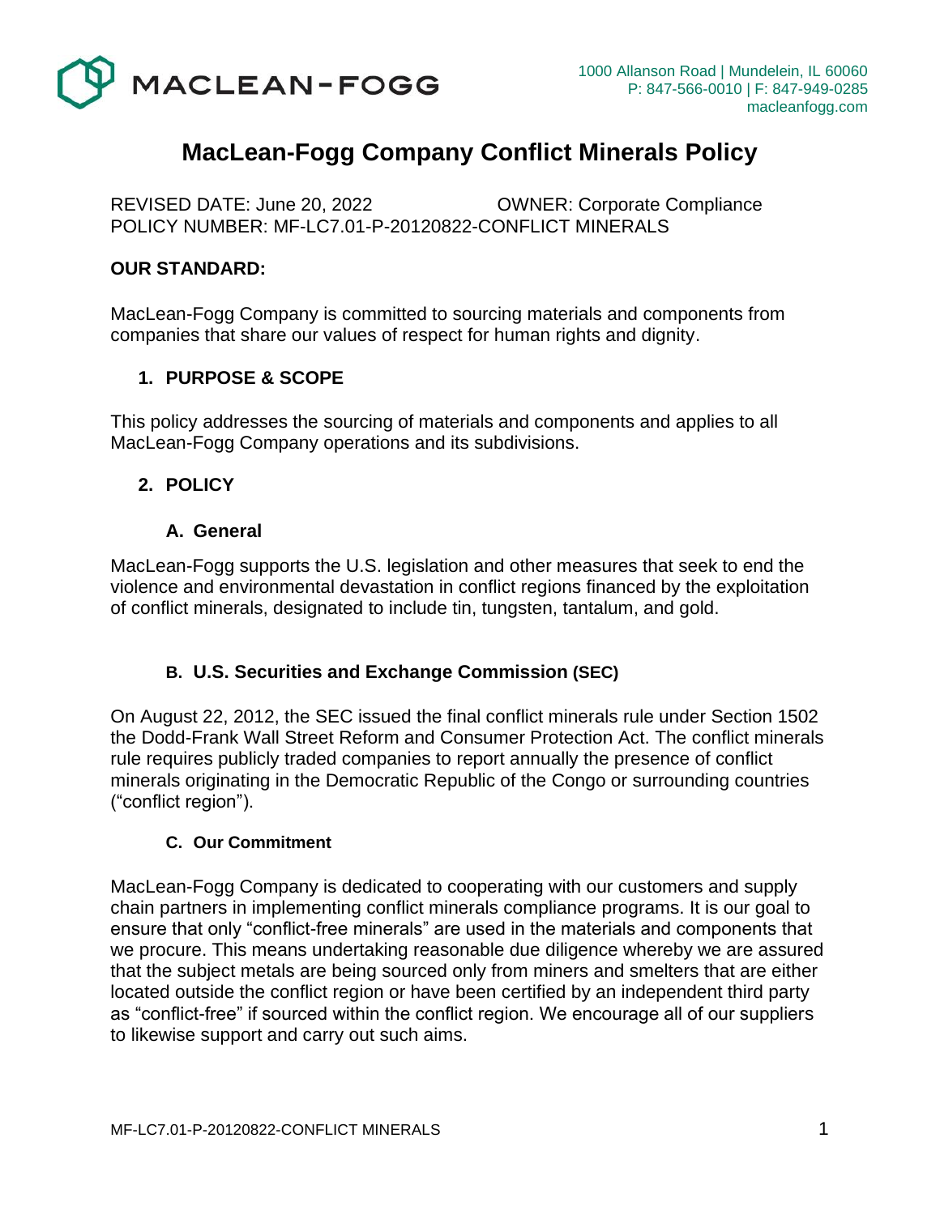MACLEAN-FOGG

1000 Allanson Road | Mundelein, IL 60060
P: 847-566-0010 | F: 847-949-0285
macleanfogg.com

# MacLean-Fogg Company Conflict Minerals Policy

REVISED DATE: June 20, 2022 OWNER: Corporate Compliance
POLICY NUMBER: MF-LC7.01-P-20120822-CONFLICT MINERALS

**OUR STANDARD:**

MacLean-Fogg Company is committed to sourcing materials and components from companies that share our values of respect for human rights and dignity.

## 1. PURPOSE & SCOPE

This policy addresses the sourcing of materials and components and applies to all MacLean-Fogg Company operations and its subdivisions.

## 2. POLICY

### A. General

MacLean-Fogg supports the U.S. legislation and other measures that seek to end the violence and environmental devastation in conflict regions financed by the exploitation of conflict minerals, designated to include tin, tungsten, tantalum, and gold.

### B. U.S. Securities and Exchange Commission (SEC)

On August 22, 2012, the SEC issued the final conflict minerals rule under Section 1502 the Dodd-Frank Wall Street Reform and Consumer Protection Act. The conflict minerals rule requires publicly traded companies to report annually the presence of conflict minerals originating in the Democratic Republic of the Congo or surrounding countries ("conflict region").

### C. Our Commitment

MacLean-Fogg Company is dedicated to cooperating with our customers and supply chain partners in implementing conflict minerals compliance programs. It is our goal to ensure that only "conflict-free minerals" are used in the materials and components that we procure. This means undertaking reasonable due diligence whereby we are assured that the subject metals are being sourced only from miners and smelters that are either located outside the conflict region or have been certified by an independent third party as "conflict-free" if sourced within the conflict region. We encourage all of our suppliers to likewise support and carry out such aims.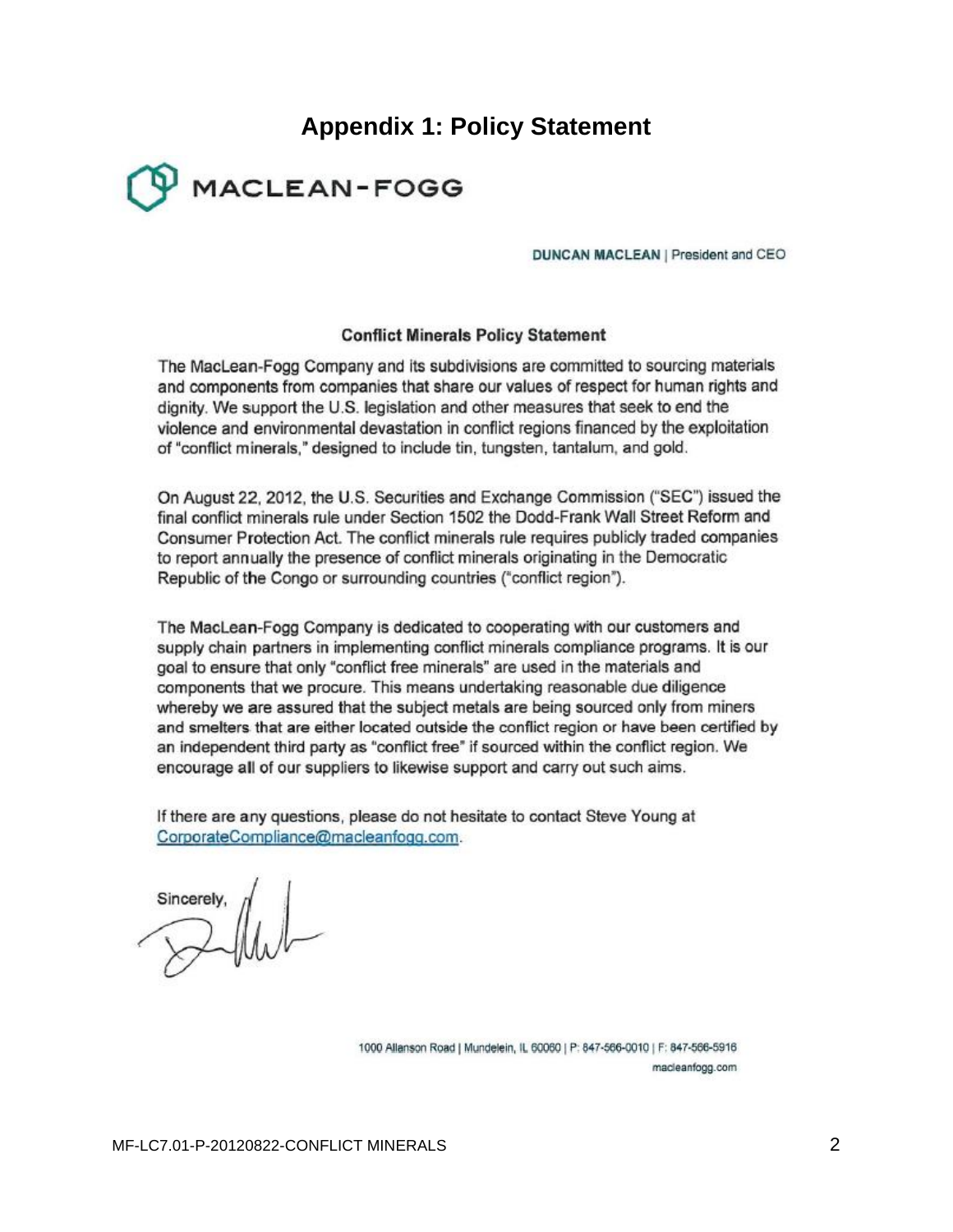# Appendix 1: Policy Statement

MACLEAN-FOGG

**DUNCAN MACLEAN** | President and CEO

**Conflict Minerals Policy Statement**

The MacLean-Fogg Company and its subdivisions are committed to sourcing materials and components from companies that share our values of respect for human rights and dignity. We support the U.S. legislation and other measures that seek to end the violence and environmental devastation in conflict regions financed by the exploitation of "conflict minerals," designed to include tin, tungsten, tantalum, and gold.

On August 22, 2012, the U.S. Securities and Exchange Commission ("SEC") issued the final conflict minerals rule under Section 1502 the Dodd-Frank Wall Street Reform and Consumer Protection Act. The conflict minerals rule requires publicly traded companies to report annually the presence of conflict minerals originating in the Democratic Republic of the Congo or surrounding countries ("conflict region").

The MacLean-Fogg Company is dedicated to cooperating with our customers and supply chain partners in implementing conflict minerals compliance programs. It is our goal to ensure that only "conflict free minerals" are used in the materials and components that we procure. This means undertaking reasonable due diligence whereby we are assured that the subject metals are being sourced only from miners and smelters that are either located outside the conflict region or have been certified by an independent third party as "conflict free" if sourced within the conflict region. We encourage all of our suppliers to likewise support and carry out such aims.

If there are any questions, please do not hesitate to contact Steve Young at CorporateCompliance@macleanfogg.com.

Sincerely,

1000 Allanson Road | Mundelein, IL 60060 | P: 847-566-0010 | F: 847-566-5916
macleanfogg.com

MF-LC7.01-P-20120822-CONFLICT MINERALS